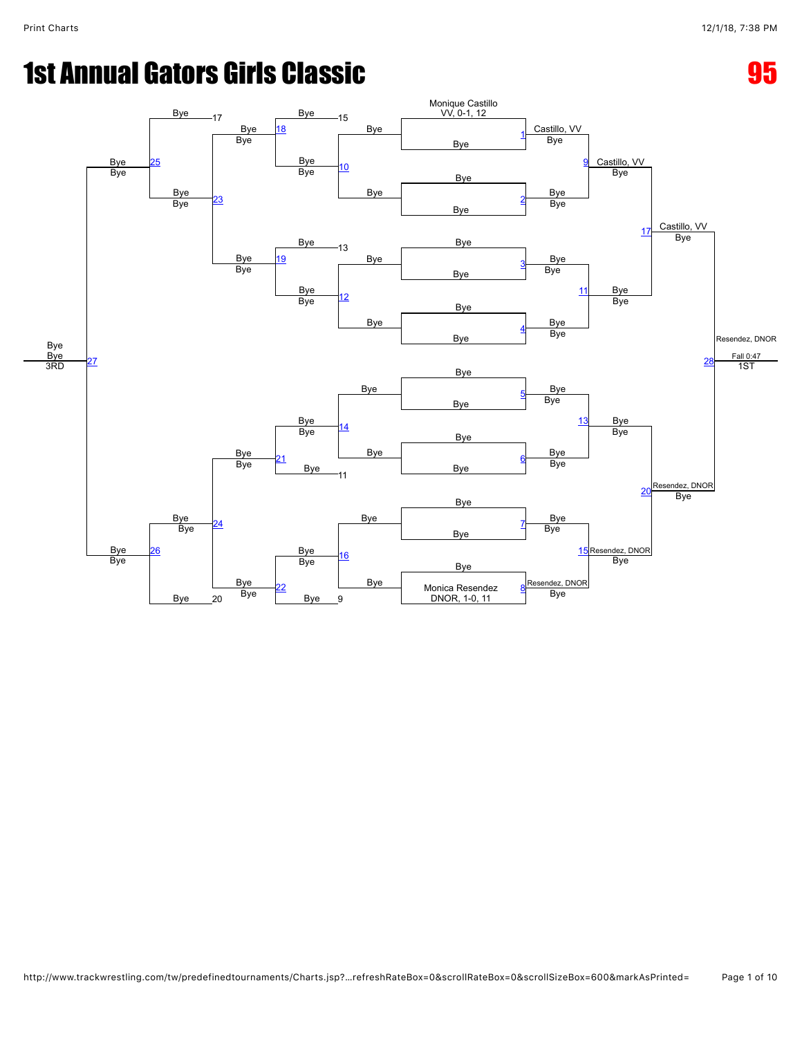# 1st Annual Gators Girls Classic

**95**

## Championship Bracket

| Match | Wrestler 1 | Wrestler 2 | Winner |
|---|---|---|---|
| 1 | Monique Castillo, VV, 0-1, 12 | Bye | Castillo, VV |
| 2 | Bye | Bye | Bye |
| 3 | Bye | Bye | Bye |
| 4 | Bye | Bye | Bye |
| 5 | Bye | Bye | Bye |
| 6 | Bye | Bye | Bye |
| 7 | Bye | Bye | Bye |
| 8 | Bye | Monica Resendez, DNOR, 1-0, 11 | Resendez, DNOR |
| 9 | Castillo, VV | Bye | Castillo, VV |
| 11 | Bye | Bye | Bye |
| 13 | Bye | Bye | Bye |
| 15 | Bye | Resendez, DNOR | Resendez, DNOR |
| 17 | Castillo, VV | Bye | Castillo, VV |
| 20 | Bye | Resendez, DNOR | Resendez, DNOR |
| 28 | Castillo, VV | Resendez, DNOR | Resendez, DNOR (Fall 0:47) — 1ST |

## Consolation Bracket

| Match | Wrestler 1 | Wrestler 2 | Winner |
|---|---|---|---|
| 10 | Bye | Bye | Bye |
| 12 | Bye | Bye | Bye |
| 14 | Bye | Bye | Bye |
| 16 | Bye | Bye | Bye |
| 18 | Bye (loser of 15) | Bye | Bye |
| 19 | Bye (loser of 13) | Bye | Bye |
| 21 | Bye | Bye (loser of 11) | Bye |
| 22 | Bye | Bye (loser of 9) | Bye |
| 23 | Bye | Bye | Bye |
| 24 | Bye | Bye | Bye |
| 25 | Bye (loser of 17) | Bye | Bye |
| 26 | Bye | Bye (loser of 20) | Bye |
| 27 | Bye | Bye | Bye — 3RD |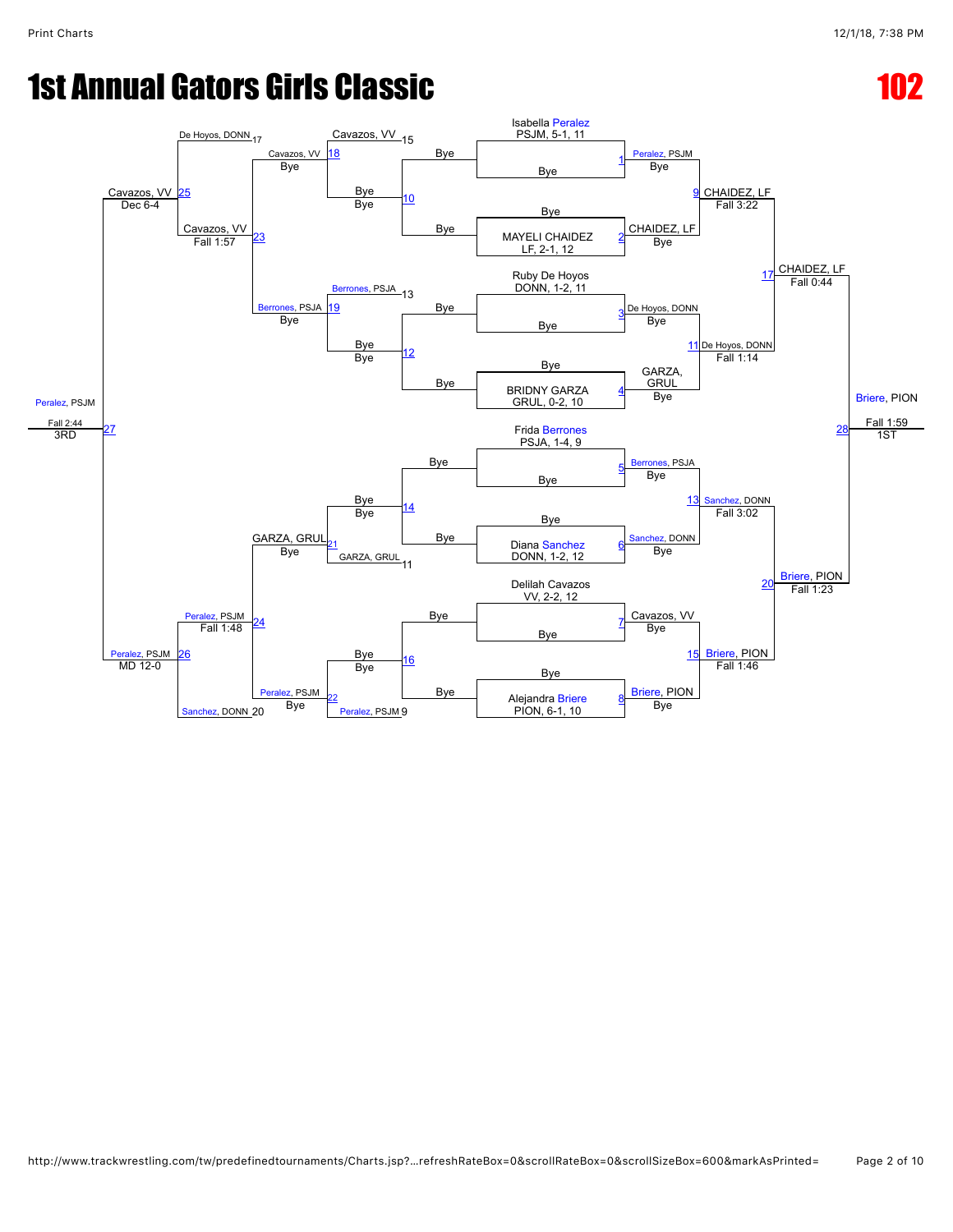# 1st Annual Gators Girls Classic

# 102

Isabella Peralez
PSJM, 5-1, 11

Bye

1 Peralez, PSJM
Bye

Bye

MAYELI CHAIDEZ
LF, 2-1, 12

2 CHAIDEZ, LF
Bye

9 CHAIDEZ, LF
Fall 3:22

Ruby De Hoyos
DONN, 1-2, 11

Bye

3 De Hoyos, DONN
Bye

Bye

BRIDNY GARZA
GRUL, 0-2, 10

4 GARZA, GRUL
Bye

11 De Hoyos, DONN
Fall 1:14

17 CHAIDEZ, LF
Fall 0:44

Frida Berrones
PSJA, 1-4, 9

Bye

5 Berrones, PSJA
Bye

Bye

Diana Sanchez
DONN, 1-2, 12

6 Sanchez, DONN
Bye

13 Sanchez, DONN
Fall 3:02

Delilah Cavazos
VV, 2-2, 12

Bye

7 Cavazos, VV
Bye

Bye

Alejandra Briere
PION, 6-1, 10

8 Briere, PION
Bye

15 Briere, PION
Fall 1:46

20 Briere, PION
Fall 1:23

28 Briere, PION
Fall 1:59
1ST

Cavazos, VV 15

Bye
Bye

Bye
Bye

10

18 Cavazos, VV
Bye

Berrones, PSJA 13

Bye
Bye

Bye
Bye

12

19 Berrones, PSJA
Bye

De Hoyos, DONN 17

23 Cavazos, VV
Fall 1:57

25 Cavazos, VV
Dec 6-4

Bye
Bye

Bye
Bye

14

21 GARZA, GRUL
Bye

GARZA, GRUL 11

Bye
Bye

Bye
Bye

16

22 Peralez, PSJM
Bye

Peralez, PSJM 9

24 Peralez, PSJM
Fall 1:48

Sanchez, DONN 20

26 Peralez, PSJM
MD 12-0

27 Peralez, PSJM
Fall 2:44
3RD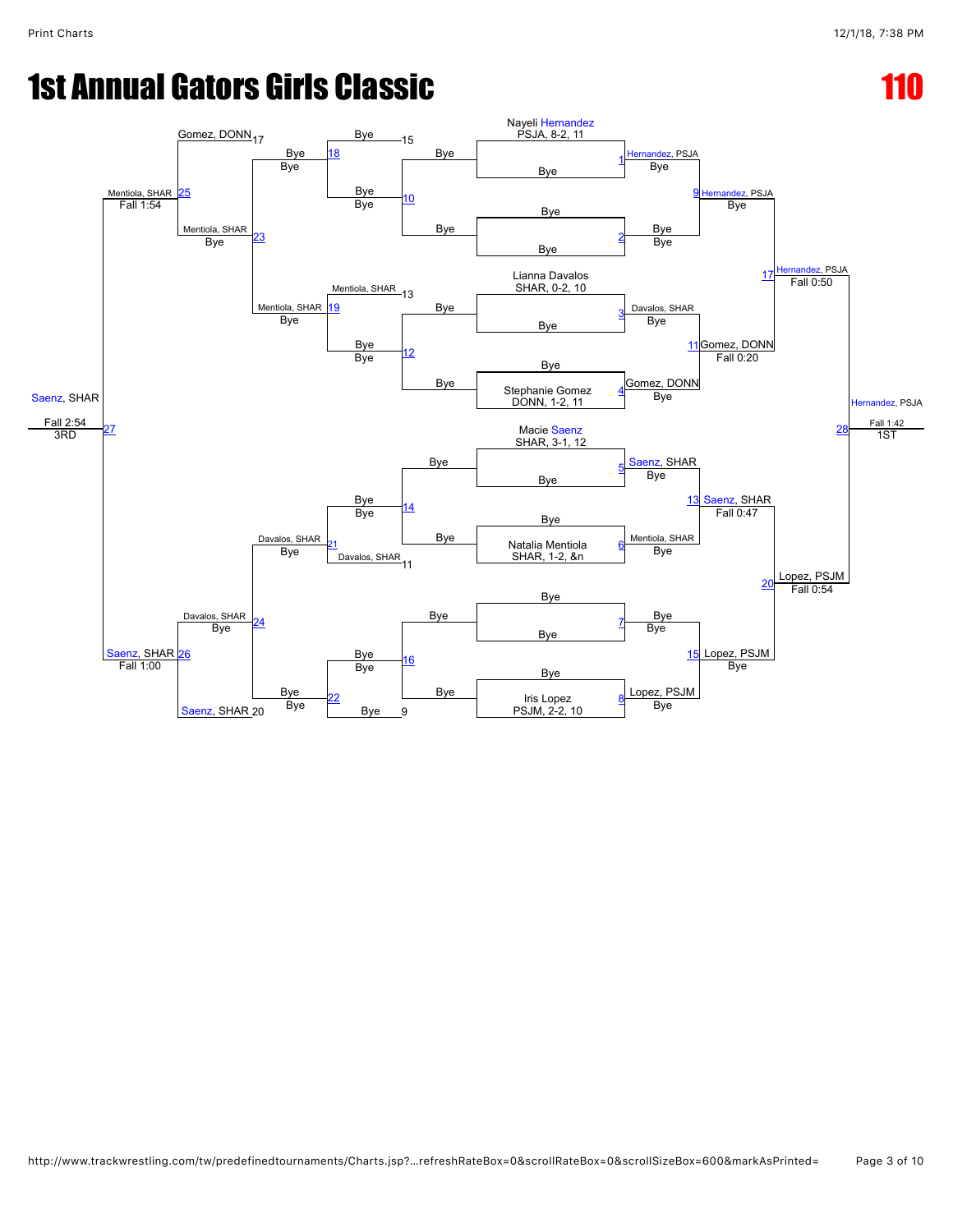# 1st Annual Gators Girls Classic

**110**

Nayeli Hernandez
PSJA, 8-2, 11

Bye

1 Hernandez, PSJA
Bye

Bye

Bye

2 Bye
Bye

9 Hernandez, PSJA
Bye

Lianna Davalos
SHAR, 0-2, 10

Bye

3 Davalos, SHAR
Bye

Bye

Stephanie Gomez
DONN, 1-2, 11

4 Gomez, DONN
Bye

11 Gomez, DONN
Fall 0:20

17 Hernandez, PSJA
Fall 0:50

Macie Saenz
SHAR, 3-1, 12

Bye

5 Saenz, SHAR
Bye

Bye

Natalia Mentiola
SHAR, 1-2, &n

6 Mentiola, SHAR
Bye

13 Saenz, SHAR
Fall 0:47

Bye

Bye

7 Bye
Bye

Bye

Iris Lopez
PSJM, 2-2, 10

8 Lopez, PSJM
Bye

15 Lopez, PSJM
Bye

20 Lopez, PSJM
Fall 0:54

28 Hernandez, PSJA
Fall 1:42
1ST

Consolation:

Bye 15
Bye
10 Bye
Bye
Bye
18 Bye
Bye

Mentiola, SHAR 13
Bye
12 Bye
Bye
Bye
19 Mentiola, SHAR
Bye

Gomez, DONN 17
23 Mentiola, SHAR
Bye

25 Mentiola, SHAR
Fall 1:54

Bye
14 Bye
Bye
Bye
Davalos, SHAR 11
21 Davalos, SHAR
Bye

Bye
16 Bye
Bye
Bye
Bye 9
22 Bye
Bye

24 Davalos, SHAR
Bye

Saenz, SHAR 20
26 Saenz, SHAR
Fall 1:00

27 Saenz, SHAR
Fall 2:54
3RD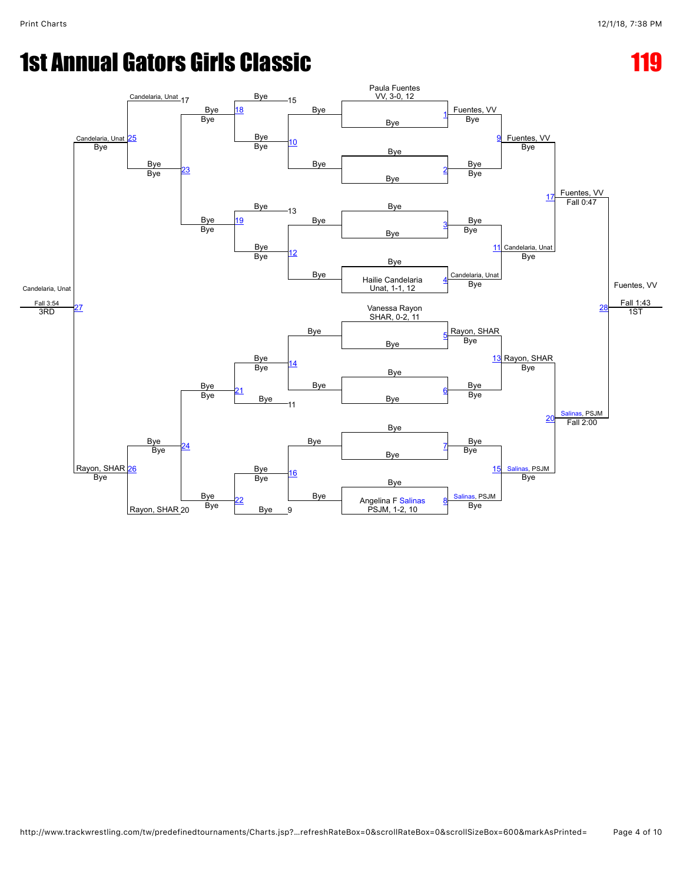# 1st Annual Gators Girls Classic

# 119

Paula Fuentes
VV, 3-0, 12

Bye

1 Fuentes, VV
Bye

Bye

Bye

2 Bye
Bye

9 Fuentes, VV
Bye

Bye

Bye

3 Bye
Bye

Bye

Hailie Candelaria
Unat, 1-1, 12

4 Candelaria, Unat
Bye

11 Candelaria, Unat
Bye

17 Fuentes, VV
Fall 0:47

Vanessa Rayon
SHAR, 0-2, 11

Bye

5 Rayon, SHAR
Bye

Bye

Bye

6 Bye
Bye

13 Rayon, SHAR
Bye

Bye

Bye

7 Bye
Bye

Bye

Angelina F Salinas
PSJM, 1-2, 10

8 Salinas, PSJM
Bye

15 Salinas, PSJM
Bye

20 Salinas, PSJM
Fall 2:00

28 Fuentes, VV
Fall 1:43
1ST

Bye
15

Bye

18 Bye
Bye

Bye

10 Bye
Bye

Bye

Bye
13

Bye

19 Bye
Bye

Bye

12 Bye
Bye

Bye

Candelaria, Unat 17

23 Bye
Bye

25 Candelaria, Unat
Bye

Bye

14 Bye
Bye

Bye

21 Bye
Bye
Bye
11

Bye

16 Bye
Bye

Bye

22 Bye
Bye
Bye
9

24 Bye
Bye

Rayon, SHAR 20

26 Rayon, SHAR
Bye

27 Candelaria, Unat
Fall 3:54
3RD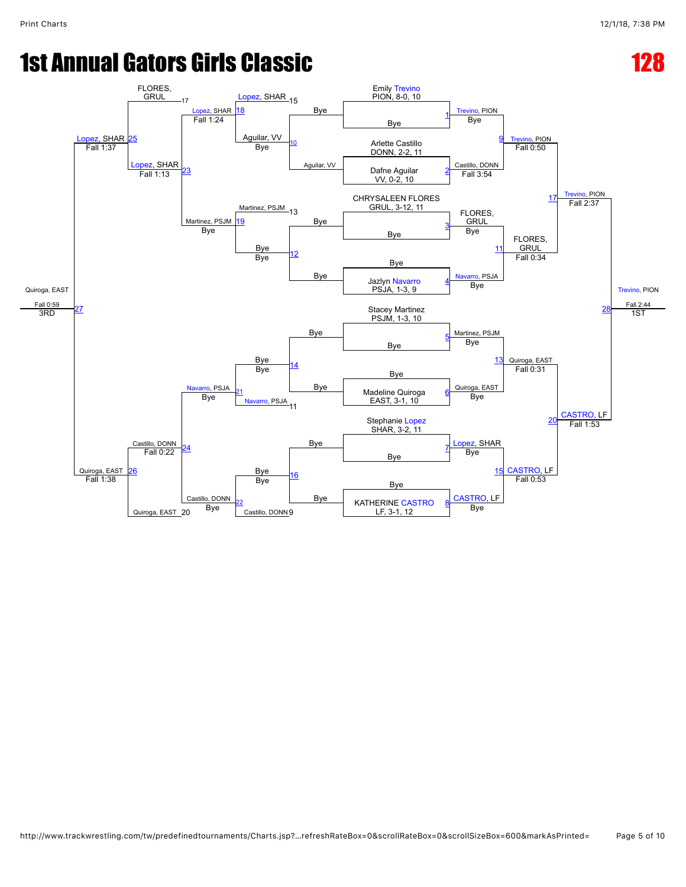# 1st Annual Gators Girls Classic

# 128

**Championship bracket**

Emily Trevino PION, 8-0, 10
Bye
1 — Trevino, PION — Bye

Arlette Castillo DONN, 2-2, 11
Dafne Aguilar VV, 0-2, 10
2 — Castillo, DONN — Fall 3:54

9 — Trevino, PION — Fall 0:50

CHRYSALEEN FLORES GRUL, 3-12, 11
Bye
3 — FLORES, GRUL — Bye

Bye
Jazlyn Navarro PSJA, 1-3, 9
4 — Navarro, PSJA — Bye

11 — FLORES, GRUL — Fall 0:34

17 — Trevino, PION — Fall 2:37

Stacey Martinez PSJM, 1-3, 10
Bye
5 — Martinez, PSJM — Bye

Bye
Madeline Quiroga EAST, 3-1, 10
6 — Quiroga, EAST — Bye

13 — Quiroga, EAST — Fall 0:31

Stephanie Lopez SHAR, 3-2, 11
Bye
7 — Lopez, SHAR — Bye

Bye
KATHERINE CASTRO LF, 3-1, 12
8 — CASTRO, LF — Bye

15 — CASTRO, LF — Fall 0:53

20 — CASTRO, LF — Fall 1:53

28 — Trevino, PION — Fall 2:44 — 1ST

**Consolation bracket**

10 — Bye / Aguilar, VV — Aguilar, VV — Bye

12 — Bye / Bye — Bye — Bye

14 — Bye / Bye — Bye — Bye

16 — Bye / Bye — Bye — Bye

18 — Lopez, SHAR 15 / Aguilar, VV — Lopez, SHAR — Fall 1:24

19 — Martinez, PSJM 13 / Bye — Martinez, PSJM — Bye

21 — Navarro, PSJA 11 / Bye — Navarro, PSJA — Bye

22 — Castillo, DONN 9 / Bye — Castillo, DONN — Bye

23 — Lopez, SHAR — Fall 1:13

24 — Castillo, DONN — Fall 0:22

25 — FLORES, GRUL 17 / Lopez, SHAR — Lopez, SHAR — Fall 1:37

26 — Quiroga, EAST 20 / Castillo, DONN — Quiroga, EAST — Fall 1:38

27 — Quiroga, EAST — Fall 0:59 — 3RD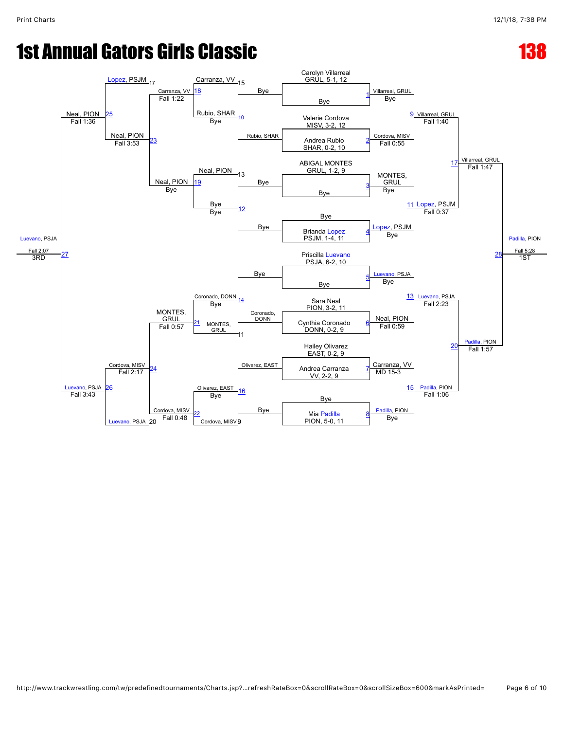# 1st Annual Gators Girls Classic

# 138

Carolyn Villarreal
GRUL, 5-1, 12
Bye
1
Villarreal, GRUL
Bye

Valerie Cordova
MISV, 3-2, 12
Andrea Rubio
SHAR, 0-2, 10
2
Cordova, MISV
Fall 0:55

9
Villarreal, GRUL
Fall 1:40

ABIGAL MONTES
GRUL, 1-2, 9
Bye
3
MONTES, GRUL
Bye

Bye
Brianda Lopez
PSJM, 1-4, 11
4
Lopez, PSJM
Bye

11
Lopez, PSJM
Fall 0:37

17
Villarreal, GRUL
Fall 1:47

Priscilla Luevano
PSJA, 6-2, 10
Bye
5
Luevano, PSJA
Bye

Sara Neal
PION, 3-2, 11
Cynthia Coronado
DONN, 0-2, 9
6
Neal, PION
Fall 0:59

13
Luevano, PSJA
Fall 2:23

Hailey Olivarez
EAST, 0-2, 9
Andrea Carranza
VV, 2-2, 9
7
Carranza, VV
MD 15-3

Bye
Mia Padilla
PION, 5-0, 11
8
Padilla, PION
Bye

15
Padilla, PION
Fall 1:06

20
Padilla, PION
Fall 1:57

28
Padilla, PION
Fall 5:28
1ST

Consolation:

Bye / Rubio, SHAR — 10 — Rubio, SHAR, Bye
Carranza, VV 15 / Rubio, SHAR — 18 — Carranza, VV, Fall 1:22
Bye / Bye — 12 — Bye, Bye
Neal, PION 13 / Bye — 19 — Neal, PION, Bye
Lopez, PSJM 17 / Carranza, VV — 23 — Neal, PION, Fall 3:53
Bye / Coronado, DONN — 14 — Coronado, DONN, Bye
Coronado, DONN / MONTES, GRUL 11 — 21 — MONTES, GRUL, Fall 0:57
Olivarez, EAST / Bye — 16 — Olivarez, EAST, Bye
Olivarez, EAST / Cordova, MISV 9 — 22 — Cordova, MISV, Fall 0:48
MONTES, GRUL / Cordova, MISV — 24 — Cordova, MISV, Fall 2:17
Luevano, PSJA 20 / Cordova, MISV — 26 — Luevano, PSJA, Fall 3:43
Neal, PION (Fall 1:36) — 25
Neal, PION / Luevano, PSJA — 27 — Luevano, PSJA, Fall 2:07, 3RD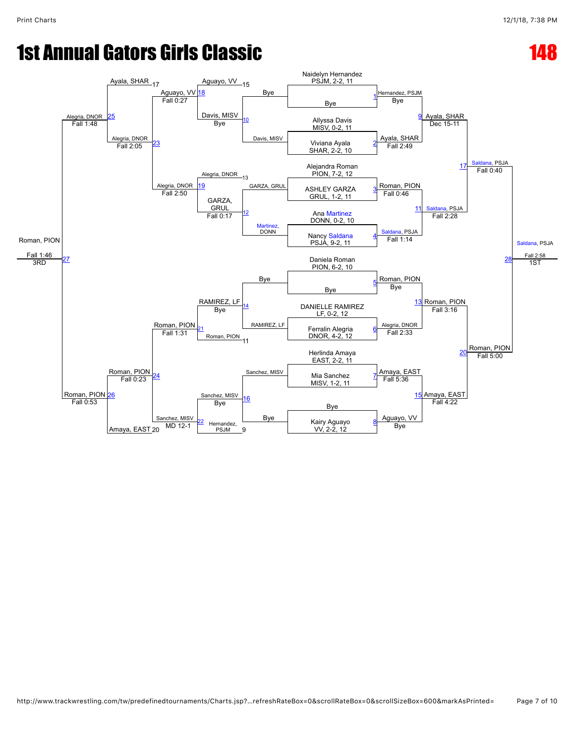# 1st Annual Gators Girls Classic

# 148

Naidelyn Hernandez
PSJM, 2-2, 11

Bye

1 Hernandez, PSJM
Bye

Allyssa Davis
MISV, 0-2, 11

Viviana Ayala
SHAR, 2-2, 10

2 Ayala, SHAR
Fall 2:49

9 Ayala, SHAR
Dec 15-11

Alejandra Roman
PION, 7-2, 12

ASHLEY GARZA
GRUL, 1-2, 11

3 Roman, PION
Fall 0:46

Ana Martinez
DONN, 0-2, 10

Nancy Saldana
PSJA, 9-2, 11

4 Saldana, PSJA
Fall 1:14

11 Saldana, PSJA
Fall 2:28

17 Saldana, PSJA
Fall 0:40

Daniela Roman
PION, 6-2, 10

Bye

5 Roman, PION
Bye

DANIELLE RAMIREZ
LF, 0-2, 12

Ferralin Alegria
DNOR, 4-2, 12

6 Alegria, DNOR
Fall 2:33

13 Roman, PION
Fall 3:16

Herlinda Amaya
EAST, 2-2, 11

Mia Sanchez
MISV, 1-2, 11

7 Amaya, EAST
Fall 5:36

Bye

Kairy Aguayo
VV, 2-2, 12

8 Aguayo, VV
Bye

15 Amaya, EAST
Fall 4:22

20 Roman, PION
Fall 5:00

28 Saldana, PSJA
Fall 2:58
1ST

Consolation:

Aguayo, VV 15
Bye
Davis, MISV 10
Davis, MISV
Bye

Alegria, DNOR 13
GARZA, GRUL
GARZA, GRUL 12
Martinez, DONN
Fall 0:17

Bye
RAMIREZ, LF 14
RAMIREZ, LF
Bye
Roman, PION 11

Sanchez, MISV
Sanchez, MISV 16
Bye
Bye
Hernandez, PSJM 9

Ayala, SHAR 17
Aguayo, VV 18
Fall 0:27

Alegria, DNOR 19
Fall 2:50

Roman, PION 21
Fall 1:31

Sanchez, MISV 22
MD 12-1

Alegria, DNOR 23
Fall 2:05

Roman, PION 24
Fall 0:23

Amaya, EAST 20

Alegria, DNOR 25
Fall 1:48

Roman, PION 26
Fall 0:53

Roman, PION 27
Fall 1:46
3RD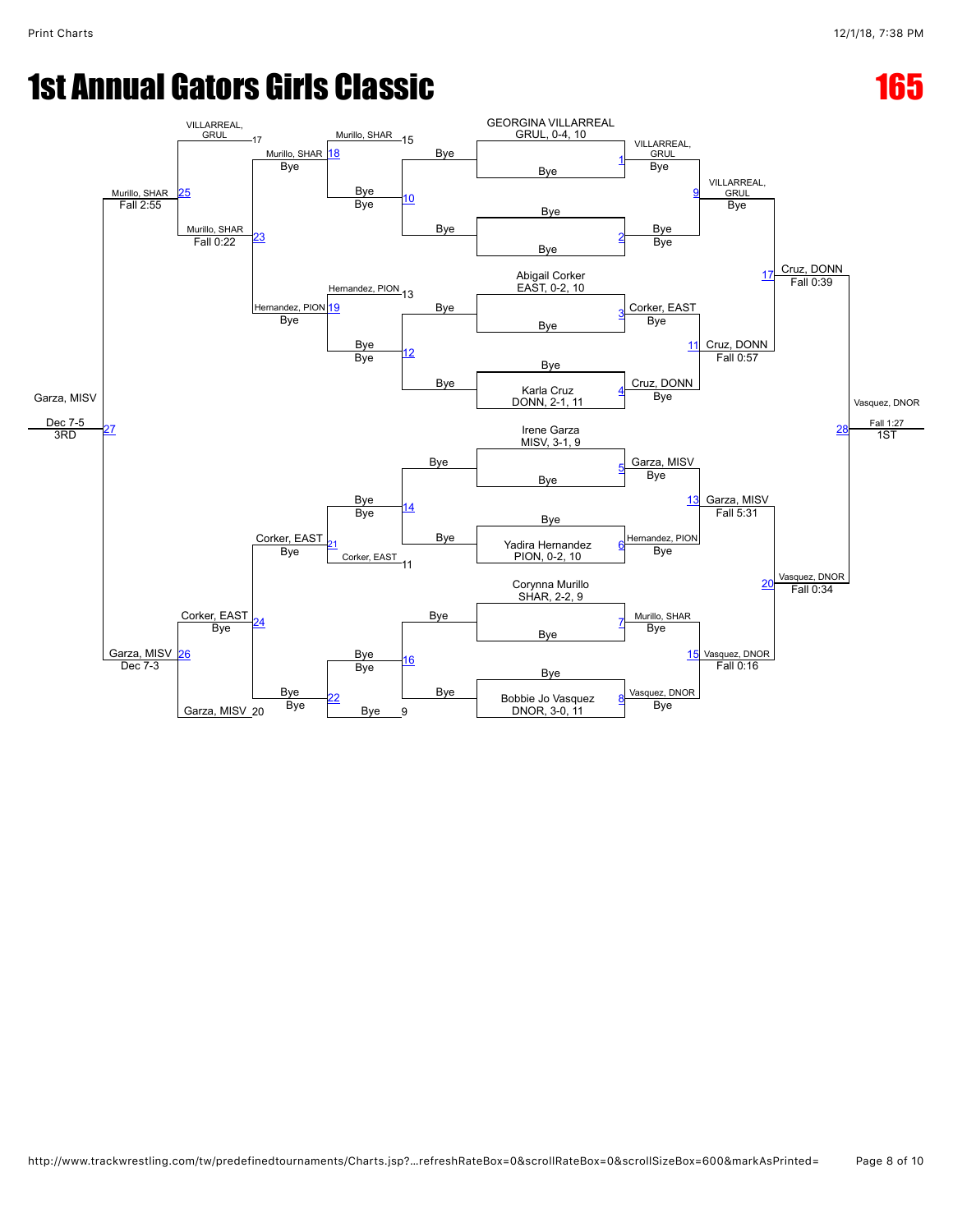# 1st Annual Gators Girls Classic

## 165

**Championship Bracket**

| Match | Wrestler 1 | Wrestler 2 | Winner | Result |
|---|---|---|---|---|
| 1 | GEORGINA VILLARREAL, GRUL, 0-4, 10 | Bye | VILLARREAL, GRUL | Bye |
| 2 | Bye | Bye | Bye | Bye |
| 3 | Abigail Corker, EAST, 0-2, 10 | Bye | Corker, EAST | Bye |
| 4 | Bye | Karla Cruz, DONN, 2-1, 11 | Cruz, DONN | Bye |
| 5 | Irene Garza, MISV, 3-1, 9 | Bye | Garza, MISV | Bye |
| 6 | Bye | Yadira Hernandez, PION, 0-2, 10 | Hernandez, PION | Bye |
| 7 | Corynna Murillo, SHAR, 2-2, 9 | Bye | Murillo, SHAR | Bye |
| 8 | Bye | Bobbie Jo Vasquez, DNOR, 3-0, 11 | Vasquez, DNOR | Bye |
| 9 | VILLARREAL, GRUL | Bye | VILLARREAL, GRUL | Bye |
| 11 | Corker, EAST | Cruz, DONN | Cruz, DONN | Fall 0:57 |
| 13 | Garza, MISV | Hernandez, PION | Garza, MISV | Fall 5:31 |
| 15 | Murillo, SHAR | Vasquez, DNOR | Vasquez, DNOR | Fall 0:16 |
| 17 | VILLARREAL, GRUL | Cruz, DONN | Cruz, DONN | Fall 0:39 |
| 20 | Garza, MISV | Vasquez, DNOR | Vasquez, DNOR | Fall 0:34 |
| 28 | Cruz, DONN | Vasquez, DNOR | Vasquez, DNOR (1ST) | Fall 1:27 |

**Consolation Bracket**

| Match | Wrestler 1 | Wrestler 2 | Winner | Result |
|---|---|---|---|---|
| 10 | Bye | Bye | Bye | Bye |
| 12 | Bye | Bye | Bye | Bye |
| 14 | Bye | Bye | Bye | Bye |
| 16 | Bye | Bye | Bye | Bye |
| 18 | Murillo, SHAR (15) | Bye | Murillo, SHAR | Bye |
| 19 | Hernandez, PION (13) | Bye | Hernandez, PION | Bye |
| 21 | Bye | Corker, EAST (11) | Corker, EAST | Bye |
| 22 | Bye | Bye (9) | Bye | Bye |
| 23 | Murillo, SHAR | Hernandez, PION | Murillo, SHAR | Fall 0:22 |
| 24 | Corker, EAST | Bye | Corker, EAST | Bye |
| 25 | VILLARREAL, GRUL (17) | Murillo, SHAR | Murillo, SHAR | Fall 2:55 |
| 26 | Corker, EAST | Garza, MISV (20) | Garza, MISV | Dec 7-3 |
| 27 | Murillo, SHAR | Garza, MISV | Garza, MISV (3RD) | Dec 7-5 |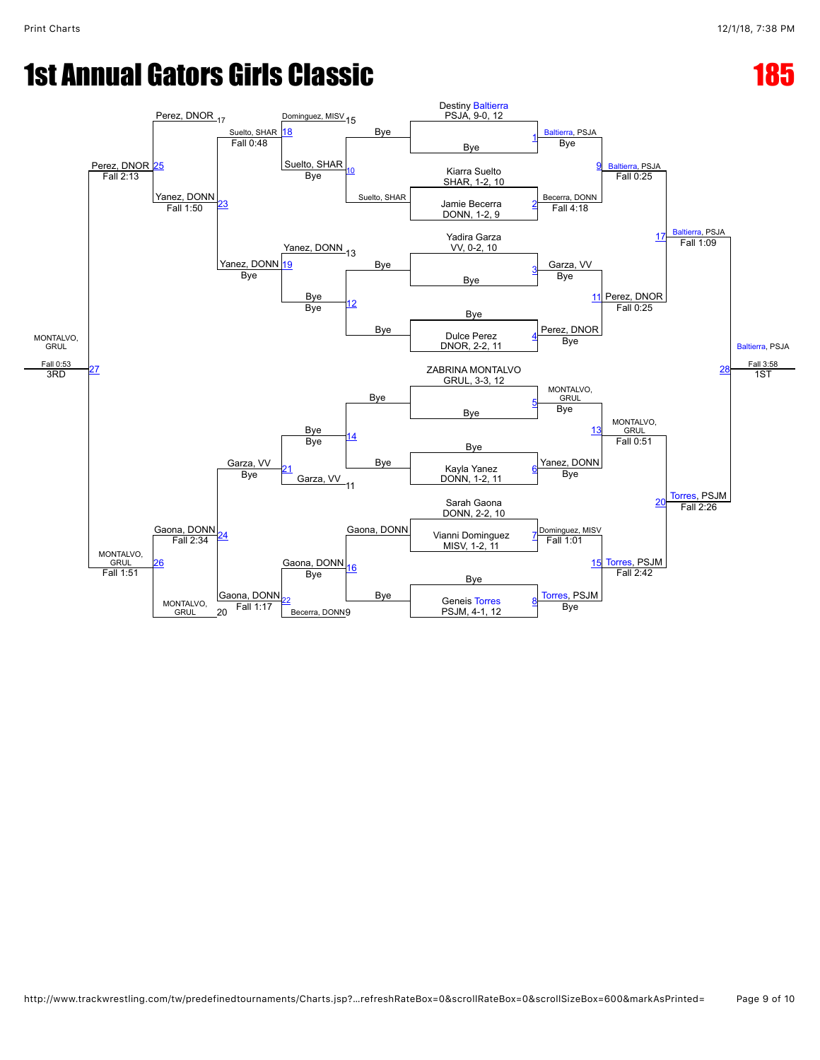# 1st Annual Gators Girls Classic

# 185

Destiny Baltierra
PSJA, 9-0, 12

Bye

1 Baltierra, PSJA
Bye

Kiarra Suelto
SHAR, 1-2, 10

Jamie Becerra
DONN, 1-2, 9

2 Becerra, DONN
Fall 4:18

9 Baltierra, PSJA
Fall 0:25

Yadira Garza
VV, 0-2, 10

Bye

3 Garza, VV
Bye

Bye

Dulce Perez
DNOR, 2-2, 11

4 Perez, DNOR
Bye

11 Perez, DNOR
Fall 0:25

17 Baltierra, PSJA
Fall 1:09

ZABRINA MONTALVO
GRUL, 3-3, 12

Bye

5 MONTALVO, GRUL
Bye

Bye

Kayla Yanez
DONN, 1-2, 11

6 Yanez, DONN
Bye

13 MONTALVO, GRUL
Fall 0:51

Sarah Gaona
DONN, 2-2, 10

Vianni Dominguez
MISV, 1-2, 11

7 Dominguez, MISV
Fall 1:01

Bye

Geneis Torres
PSJM, 4-1, 12

8 Torres, PSJM
Bye

15 Torres, PSJM
Fall 2:42

20 Torres, PSJM
Fall 2:26

28 Baltierra, PSJA
Fall 3:58
1ST

Dominguez, MISV 15

Bye

10 Suelto, SHAR
Bye

Suelto, SHAR

18 Suelto, SHAR
Fall 0:48

Perez, DNOR 17

Yanez, DONN 13

Bye

12 Bye
Bye

Bye

19 Yanez, DONN
Bye

23 Yanez, DONN
Fall 1:50

25 Perez, DNOR
Fall 2:13

Bye

14 Bye
Bye

Bye

Garza, VV 11

21 Garza, VV
Bye

Gaona, DONN

16 Gaona, DONN
Bye

Bye

Becerra, DONN 9

22 Gaona, DONN
Fall 1:17

MONTALVO, GRUL 20

24 Gaona, DONN
Fall 2:34

26 MONTALVO, GRUL
Fall 1:51

27 MONTALVO, GRUL
Fall 0:53
3RD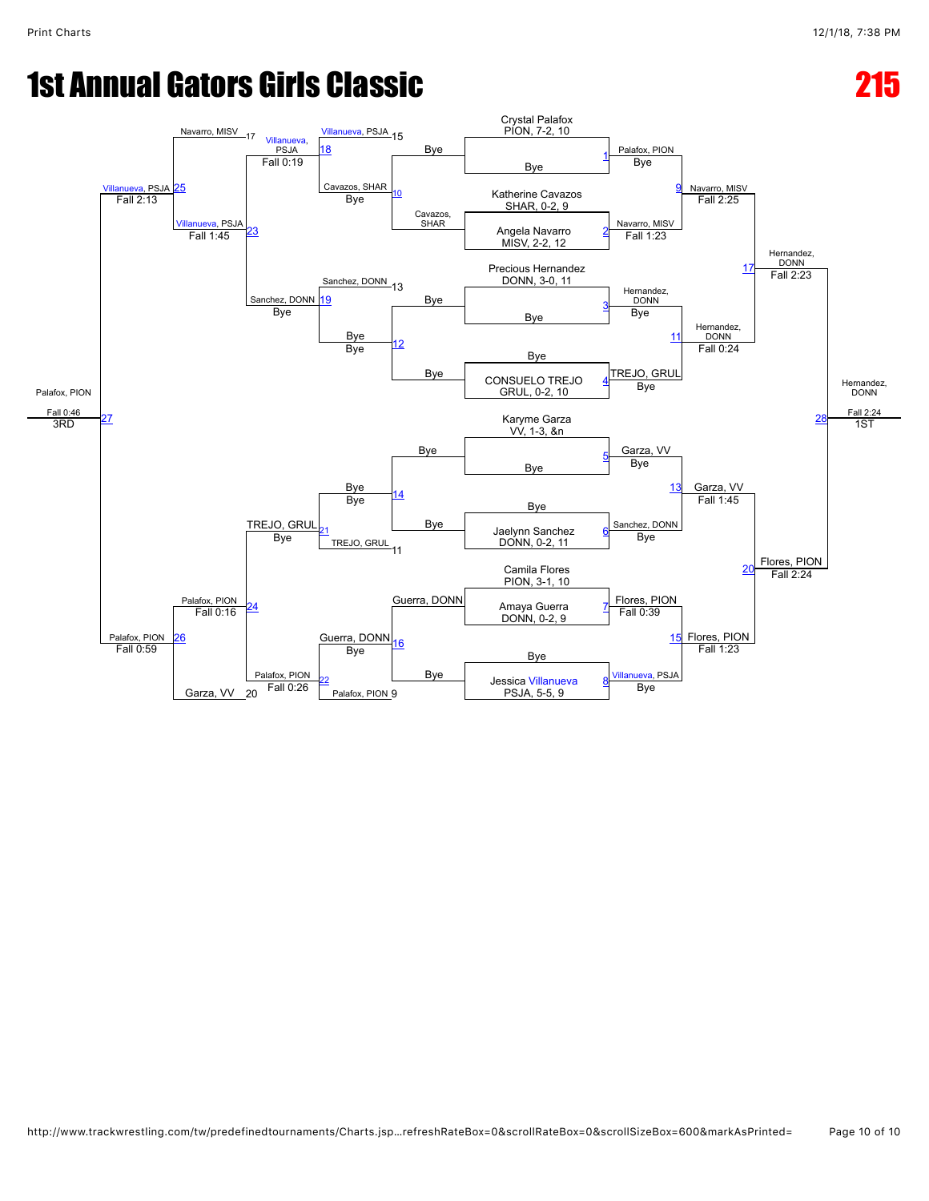# 1st Annual Gators Girls Classic

# 215

Crystal Palafox
PION, 7-2, 10
Bye
1
Palafox, PION
Bye

Katherine Cavazos
SHAR, 0-2, 9
Angela Navarro
MISV, 2-2, 12
2
Navarro, MISV
Fall 1:23

9
Navarro, MISV
Fall 2:25

Precious Hernandez
DONN, 3-0, 11
Bye
3
Hernandez, DONN
Bye

Bye
CONSUELO TREJO
GRUL, 0-2, 10
4
TREJO, GRUL
Bye

11
Hernandez, DONN
Fall 0:24

17
Hernandez, DONN
Fall 2:23

Karyme Garza
VV, 1-3, &n
Bye
5
Garza, VV
Bye

Bye
Jaelynn Sanchez
DONN, 0-2, 11
6
Sanchez, DONN
Bye

13
Garza, VV
Fall 1:45

Camila Flores
PION, 3-1, 10
Amaya Guerra
DONN, 0-2, 9
7
Flores, PION
Fall 0:39

Bye
Jessica Villanueva
PSJA, 5-5, 9
8
Villanueva, PSJA
Bye

15
Flores, PION
Fall 1:23

20
Flores, PION
Fall 2:24

28
Hernandez, DONN
Fall 2:24
1ST

Bye
Bye
Cavazos, SHAR
10
Cavazos, SHAR
Bye

Villanueva, PSJA 15
18
Villanueva, PSJA
Fall 0:19

Bye
Bye
Bye
12
Bye
Bye

Sanchez, DONN 13
19
Sanchez, DONN
Bye

Bye
Bye
14
Bye
Bye

TREJO, GRUL 11
21
TREJO, GRUL
Bye

Guerra, DONN
Bye
16
Guerra, DONN
Bye

Palafox, PION 9
22
Palafox, PION
Fall 0:26

Navarro, MISV 17
23
Villanueva, PSJA
Fall 1:45

25
Villanueva, PSJA
Fall 2:13

Garza, VV 20
24
Palafox, PION
Fall 0:16

26
Palafox, PION
Fall 0:59

27
Palafox, PION
Fall 0:46
3RD